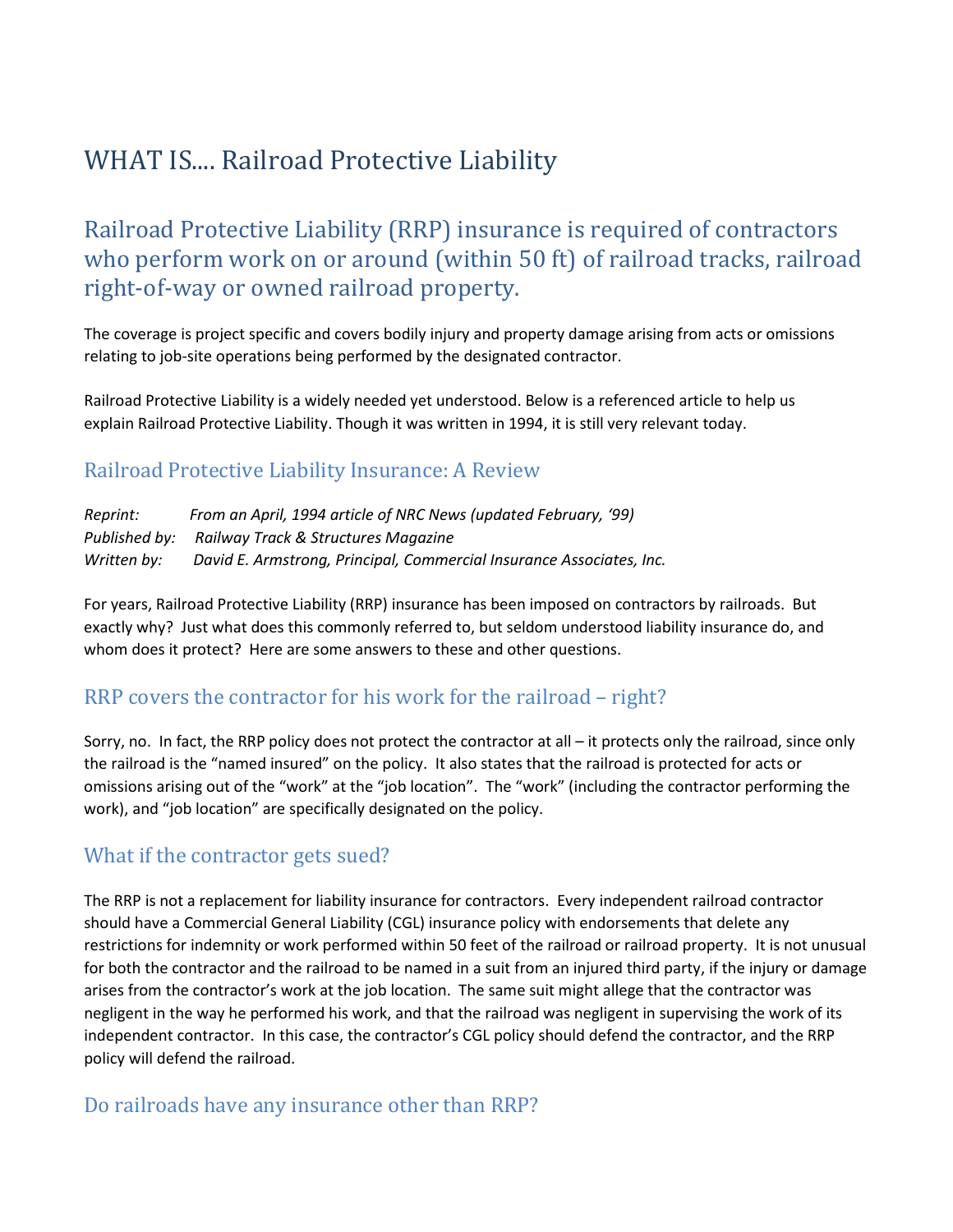# WHAT IS.... Railroad Protective Liability

## Railroad Protective Liability (RRP) insurance is required of contractors who perform work on or around (within 50 ft) of railroad tracks, railroad right-of-way or owned railroad property.

The coverage is project specific and covers bodily injury and property damage arising from acts or omissions relating to job-site operations being performed by the designated contractor.

Railroad Protective Liability is a widely needed yet understood. Below is a referenced article to help us explain Railroad Protective Liability. Though it was written in 1994, it is still very relevant today.

### Railroad Protective Liability Insurance: A Review

*Reprint:* *From an April, 1994 article of NRC News (updated February, '99)*
*Published by:* *Railway Track & Structures Magazine*
*Written by:* *David E. Armstrong, Principal, Commercial Insurance Associates, Inc.*

For years, Railroad Protective Liability (RRP) insurance has been imposed on contractors by railroads. But exactly why? Just what does this commonly referred to, but seldom understood liability insurance do, and whom does it protect? Here are some answers to these and other questions.

### RRP covers the contractor for his work for the railroad – right?

Sorry, no. In fact, the RRP policy does not protect the contractor at all – it protects only the railroad, since only the railroad is the "named insured" on the policy. It also states that the railroad is protected for acts or omissions arising out of the "work" at the "job location". The "work" (including the contractor performing the work), and "job location" are specifically designated on the policy.

### What if the contractor gets sued?

The RRP is not a replacement for liability insurance for contractors. Every independent railroad contractor should have a Commercial General Liability (CGL) insurance policy with endorsements that delete any restrictions for indemnity or work performed within 50 feet of the railroad or railroad property. It is not unusual for both the contractor and the railroad to be named in a suit from an injured third party, if the injury or damage arises from the contractor's work at the job location. The same suit might allege that the contractor was negligent in the way he performed his work, and that the railroad was negligent in supervising the work of its independent contractor. In this case, the contractor's CGL policy should defend the contractor, and the RRP policy will defend the railroad.

### Do railroads have any insurance other than RRP?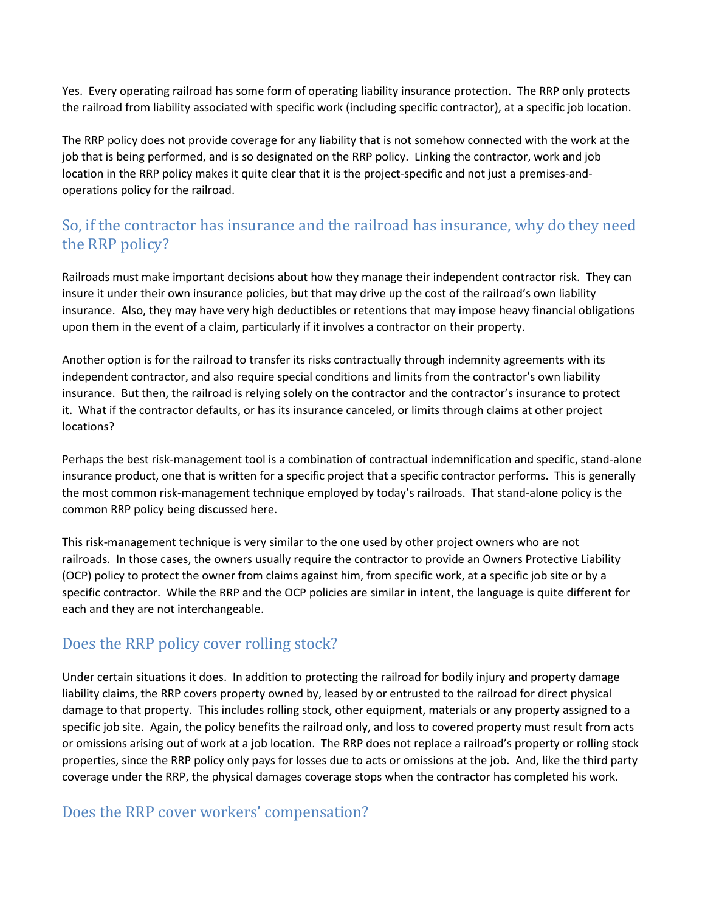Yes. Every operating railroad has some form of operating liability insurance protection. The RRP only protects the railroad from liability associated with specific work (including specific contractor), at a specific job location.

The RRP policy does not provide coverage for any liability that is not somehow connected with the work at the job that is being performed, and is so designated on the RRP policy. Linking the contractor, work and job location in the RRP policy makes it quite clear that it is the project-specific and not just a premises-and-operations policy for the railroad.

## So, if the contractor has insurance and the railroad has insurance, why do they need the RRP policy?

Railroads must make important decisions about how they manage their independent contractor risk. They can insure it under their own insurance policies, but that may drive up the cost of the railroad's own liability insurance. Also, they may have very high deductibles or retentions that may impose heavy financial obligations upon them in the event of a claim, particularly if it involves a contractor on their property.

Another option is for the railroad to transfer its risks contractually through indemnity agreements with its independent contractor, and also require special conditions and limits from the contractor's own liability insurance. But then, the railroad is relying solely on the contractor and the contractor's insurance to protect it. What if the contractor defaults, or has its insurance canceled, or limits through claims at other project locations?

Perhaps the best risk-management tool is a combination of contractual indemnification and specific, stand-alone insurance product, one that is written for a specific project that a specific contractor performs. This is generally the most common risk-management technique employed by today's railroads. That stand-alone policy is the common RRP policy being discussed here.

This risk-management technique is very similar to the one used by other project owners who are not railroads. In those cases, the owners usually require the contractor to provide an Owners Protective Liability (OCP) policy to protect the owner from claims against him, from specific work, at a specific job site or by a specific contractor. While the RRP and the OCP policies are similar in intent, the language is quite different for each and they are not interchangeable.

## Does the RRP policy cover rolling stock?

Under certain situations it does. In addition to protecting the railroad for bodily injury and property damage liability claims, the RRP covers property owned by, leased by or entrusted to the railroad for direct physical damage to that property. This includes rolling stock, other equipment, materials or any property assigned to a specific job site. Again, the policy benefits the railroad only, and loss to covered property must result from acts or omissions arising out of work at a job location. The RRP does not replace a railroad's property or rolling stock properties, since the RRP policy only pays for losses due to acts or omissions at the job. And, like the third party coverage under the RRP, the physical damages coverage stops when the contractor has completed his work.

## Does the RRP cover workers' compensation?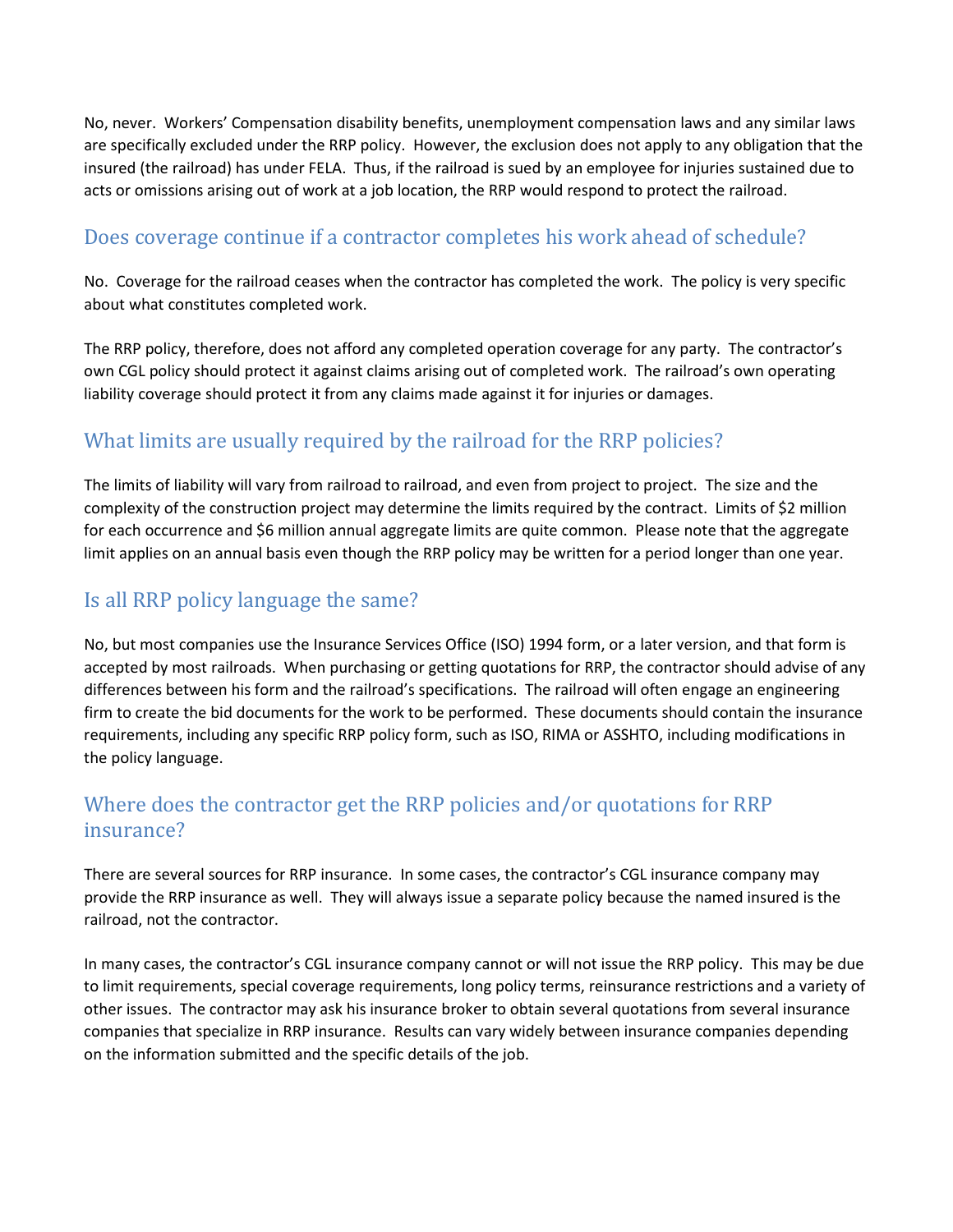No, never. Workers' Compensation disability benefits, unemployment compensation laws and any similar laws are specifically excluded under the RRP policy. However, the exclusion does not apply to any obligation that the insured (the railroad) has under FELA. Thus, if the railroad is sued by an employee for injuries sustained due to acts or omissions arising out of work at a job location, the RRP would respond to protect the railroad.

## Does coverage continue if a contractor completes his work ahead of schedule?

No. Coverage for the railroad ceases when the contractor has completed the work. The policy is very specific about what constitutes completed work.

The RRP policy, therefore, does not afford any completed operation coverage for any party. The contractor's own CGL policy should protect it against claims arising out of completed work. The railroad's own operating liability coverage should protect it from any claims made against it for injuries or damages.

## What limits are usually required by the railroad for the RRP policies?

The limits of liability will vary from railroad to railroad, and even from project to project. The size and the complexity of the construction project may determine the limits required by the contract. Limits of $2 million for each occurrence and $6 million annual aggregate limits are quite common. Please note that the aggregate limit applies on an annual basis even though the RRP policy may be written for a period longer than one year.

## Is all RRP policy language the same?

No, but most companies use the Insurance Services Office (ISO) 1994 form, or a later version, and that form is accepted by most railroads. When purchasing or getting quotations for RRP, the contractor should advise of any differences between his form and the railroad's specifications. The railroad will often engage an engineering firm to create the bid documents for the work to be performed. These documents should contain the insurance requirements, including any specific RRP policy form, such as ISO, RIMA or ASSHTO, including modifications in the policy language.

## Where does the contractor get the RRP policies and/or quotations for RRP insurance?

There are several sources for RRP insurance. In some cases, the contractor's CGL insurance company may provide the RRP insurance as well. They will always issue a separate policy because the named insured is the railroad, not the contractor.

In many cases, the contractor's CGL insurance company cannot or will not issue the RRP policy. This may be due to limit requirements, special coverage requirements, long policy terms, reinsurance restrictions and a variety of other issues. The contractor may ask his insurance broker to obtain several quotations from several insurance companies that specialize in RRP insurance. Results can vary widely between insurance companies depending on the information submitted and the specific details of the job.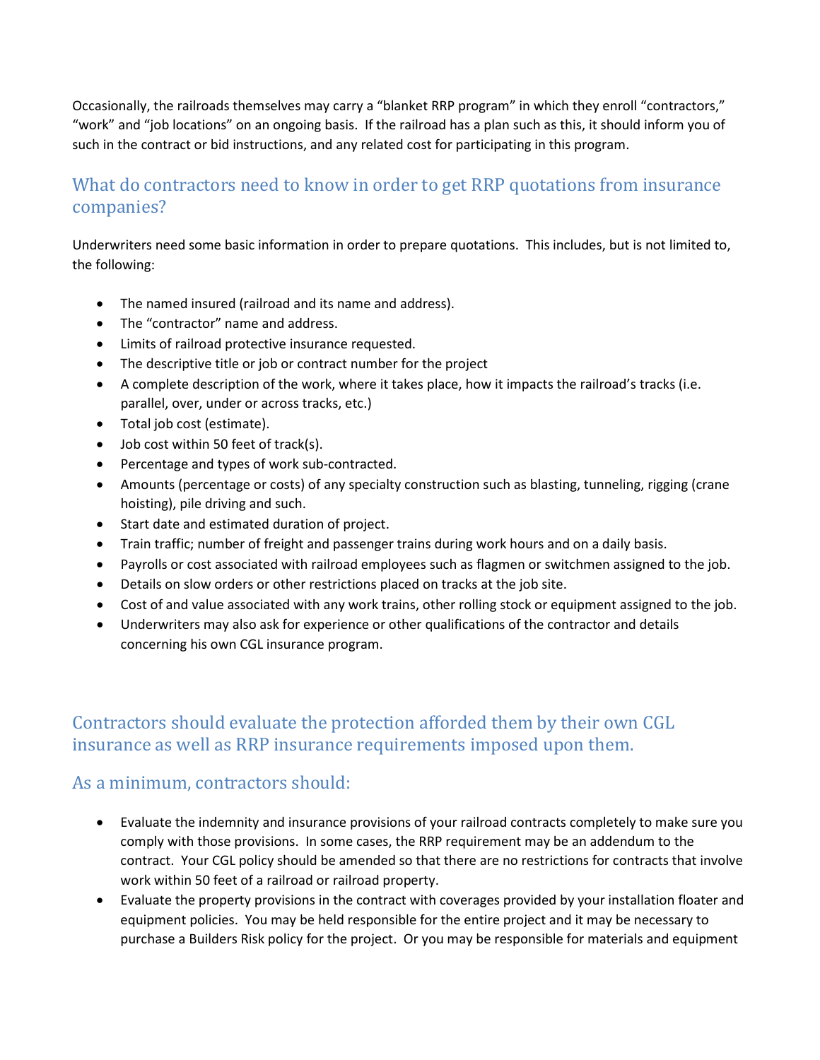Occasionally, the railroads themselves may carry a "blanket RRP program" in which they enroll "contractors," "work" and "job locations" on an ongoing basis. If the railroad has a plan such as this, it should inform you of such in the contract or bid instructions, and any related cost for participating in this program.

## What do contractors need to know in order to get RRP quotations from insurance companies?

Underwriters need some basic information in order to prepare quotations. This includes, but is not limited to, the following:

- The named insured (railroad and its name and address).
- The "contractor" name and address.
- Limits of railroad protective insurance requested.
- The descriptive title or job or contract number for the project
- A complete description of the work, where it takes place, how it impacts the railroad's tracks (i.e. parallel, over, under or across tracks, etc.)
- Total job cost (estimate).
- Job cost within 50 feet of track(s).
- Percentage and types of work sub-contracted.
- Amounts (percentage or costs) of any specialty construction such as blasting, tunneling, rigging (crane hoisting), pile driving and such.
- Start date and estimated duration of project.
- Train traffic; number of freight and passenger trains during work hours and on a daily basis.
- Payrolls or cost associated with railroad employees such as flagmen or switchmen assigned to the job.
- Details on slow orders or other restrictions placed on tracks at the job site.
- Cost of and value associated with any work trains, other rolling stock or equipment assigned to the job.
- Underwriters may also ask for experience or other qualifications of the contractor and details concerning his own CGL insurance program.

## Contractors should evaluate the protection afforded them by their own CGL insurance as well as RRP insurance requirements imposed upon them.

## As a minimum, contractors should:

- Evaluate the indemnity and insurance provisions of your railroad contracts completely to make sure you comply with those provisions. In some cases, the RRP requirement may be an addendum to the contract. Your CGL policy should be amended so that there are no restrictions for contracts that involve work within 50 feet of a railroad or railroad property.
- Evaluate the property provisions in the contract with coverages provided by your installation floater and equipment policies. You may be held responsible for the entire project and it may be necessary to purchase a Builders Risk policy for the project. Or you may be responsible for materials and equipment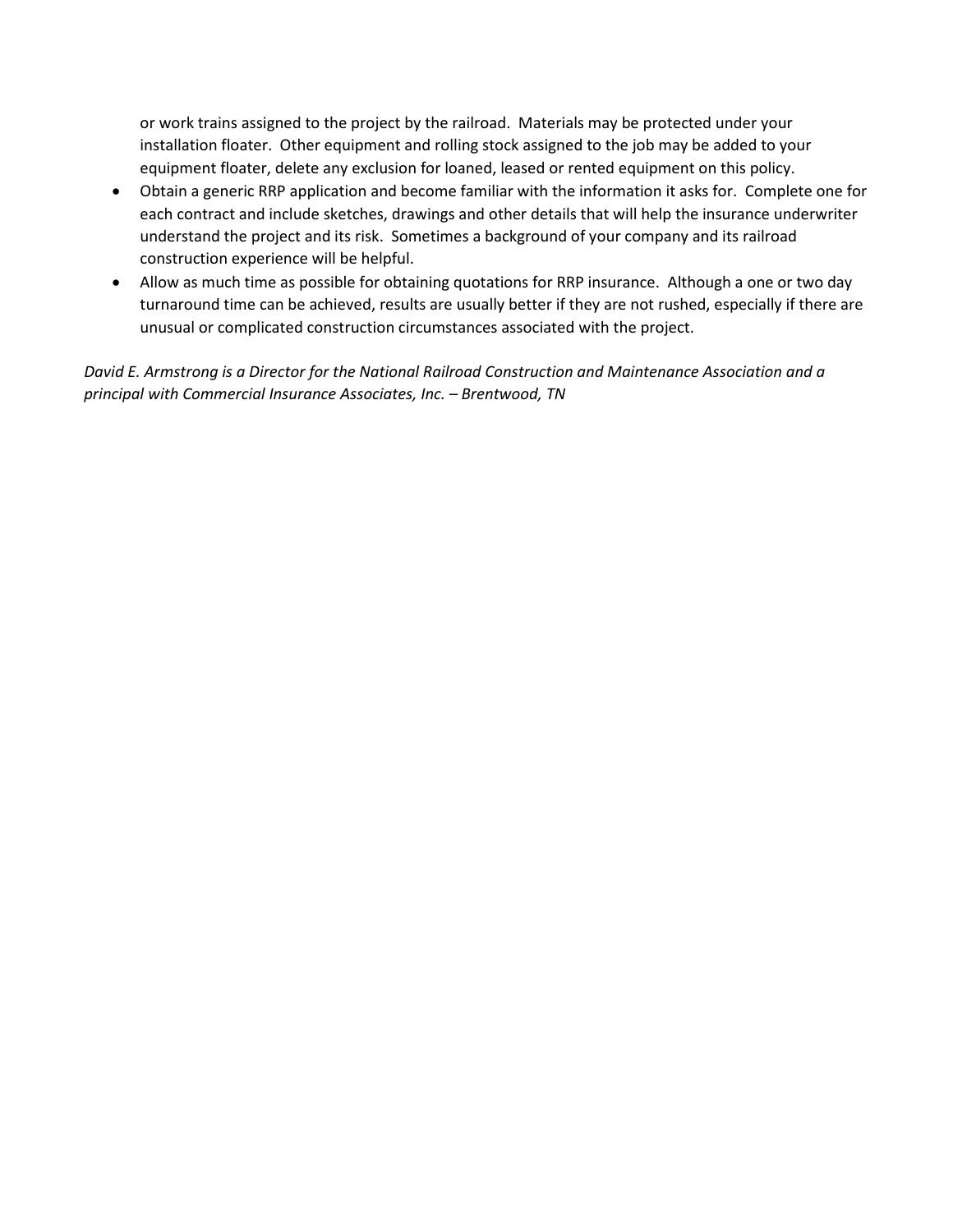or work trains assigned to the project by the railroad. Materials may be protected under your installation floater. Other equipment and rolling stock assigned to the job may be added to your equipment floater, delete any exclusion for loaned, leased or rented equipment on this policy.

- Obtain a generic RRP application and become familiar with the information it asks for. Complete one for each contract and include sketches, drawings and other details that will help the insurance underwriter understand the project and its risk. Sometimes a background of your company and its railroad construction experience will be helpful.
- Allow as much time as possible for obtaining quotations for RRP insurance. Although a one or two day turnaround time can be achieved, results are usually better if they are not rushed, especially if there are unusual or complicated construction circumstances associated with the project.

*David E. Armstrong is a Director for the National Railroad Construction and Maintenance Association and a principal with Commercial Insurance Associates, Inc. – Brentwood, TN*